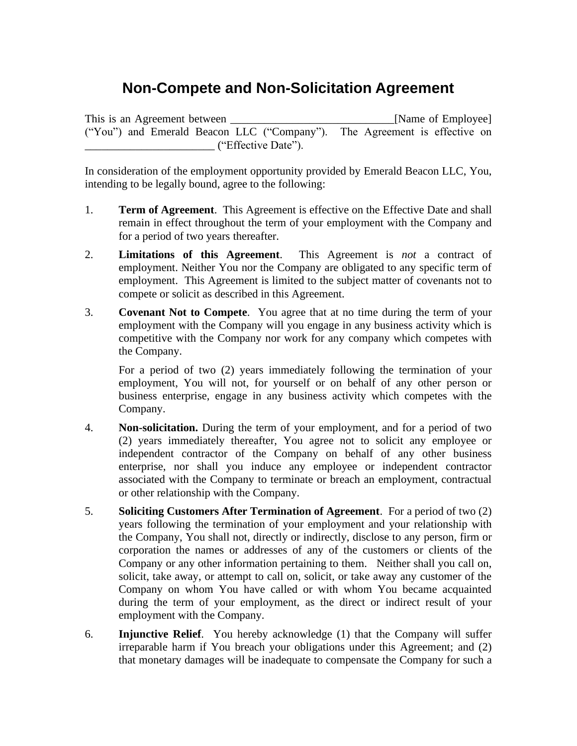# Non-Compete and Non-Solicitation Agreement

This is an Agreement between _____________________________[Name of Employee] ("You") and Emerald Beacon LLC ("Company"). The Agreement is effective on _______________________ ("Effective Date").

In consideration of the employment opportunity provided by Emerald Beacon LLC, You, intending to be legally bound, agree to the following:

1. **Term of Agreement**. This Agreement is effective on the Effective Date and shall remain in effect throughout the term of your employment with the Company and for a period of two years thereafter.

2. **Limitations of this Agreement**. This Agreement is *not* a contract of employment. Neither You nor the Company are obligated to any specific term of employment. This Agreement is limited to the subject matter of covenants not to compete or solicit as described in this Agreement.

3. **Covenant Not to Compete**. You agree that at no time during the term of your employment with the Company will you engage in any business activity which is competitive with the Company nor work for any company which competes with the Company.

   For a period of two (2) years immediately following the termination of your employment, You will not, for yourself or on behalf of any other person or business enterprise, engage in any business activity which competes with the Company.

4. **Non-solicitation.** During the term of your employment, and for a period of two (2) years immediately thereafter, You agree not to solicit any employee or independent contractor of the Company on behalf of any other business enterprise, nor shall you induce any employee or independent contractor associated with the Company to terminate or breach an employment, contractual or other relationship with the Company.

5. **Soliciting Customers After Termination of Agreement**. For a period of two (2) years following the termination of your employment and your relationship with the Company, You shall not, directly or indirectly, disclose to any person, firm or corporation the names or addresses of any of the customers or clients of the Company or any other information pertaining to them. Neither shall you call on, solicit, take away, or attempt to call on, solicit, or take away any customer of the Company on whom You have called or with whom You became acquainted during the term of your employment, as the direct or indirect result of your employment with the Company.

6. **Injunctive Relief**. You hereby acknowledge (1) that the Company will suffer irreparable harm if You breach your obligations under this Agreement; and (2) that monetary damages will be inadequate to compensate the Company for such a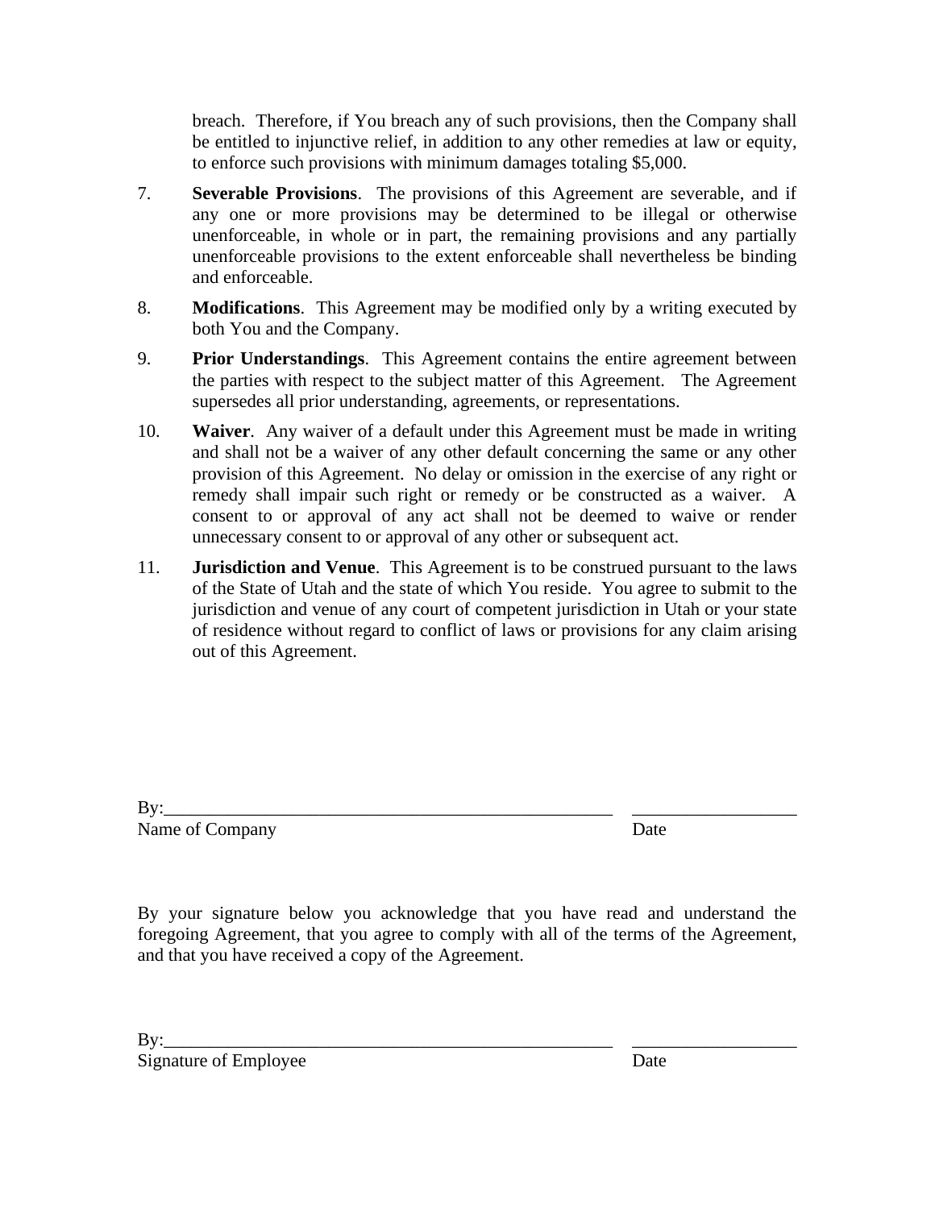breach. Therefore, if You breach any of such provisions, then the Company shall be entitled to injunctive relief, in addition to any other remedies at law or equity, to enforce such provisions with minimum damages totaling $5,000.

7. **Severable Provisions**. The provisions of this Agreement are severable, and if any one or more provisions may be determined to be illegal or otherwise unenforceable, in whole or in part, the remaining provisions and any partially unenforceable provisions to the extent enforceable shall nevertheless be binding and enforceable.

8. **Modifications**. This Agreement may be modified only by a writing executed by both You and the Company.

9. **Prior Understandings**. This Agreement contains the entire agreement between the parties with respect to the subject matter of this Agreement. The Agreement supersedes all prior understanding, agreements, or representations.

10. **Waiver**. Any waiver of a default under this Agreement must be made in writing and shall not be a waiver of any other default concerning the same or any other provision of this Agreement. No delay or omission in the exercise of any right or remedy shall impair such right or remedy or be constructed as a waiver. A consent to or approval of any act shall not be deemed to waive or render unnecessary consent to or approval of any other or subsequent act.

11. **Jurisdiction and Venue**. This Agreement is to be construed pursuant to the laws of the State of Utah and the state of which You reside. You agree to submit to the jurisdiction and venue of any court of competent jurisdiction in Utah or your state of residence without regard to conflict of laws or provisions for any claim arising out of this Agreement.

By:____________________________________________________ __________________
Name of Company Date

By your signature below you acknowledge that you have read and understand the foregoing Agreement, that you agree to comply with all of the terms of the Agreement, and that you have received a copy of the Agreement.

By:____________________________________________________ __________________
Signature of Employee Date